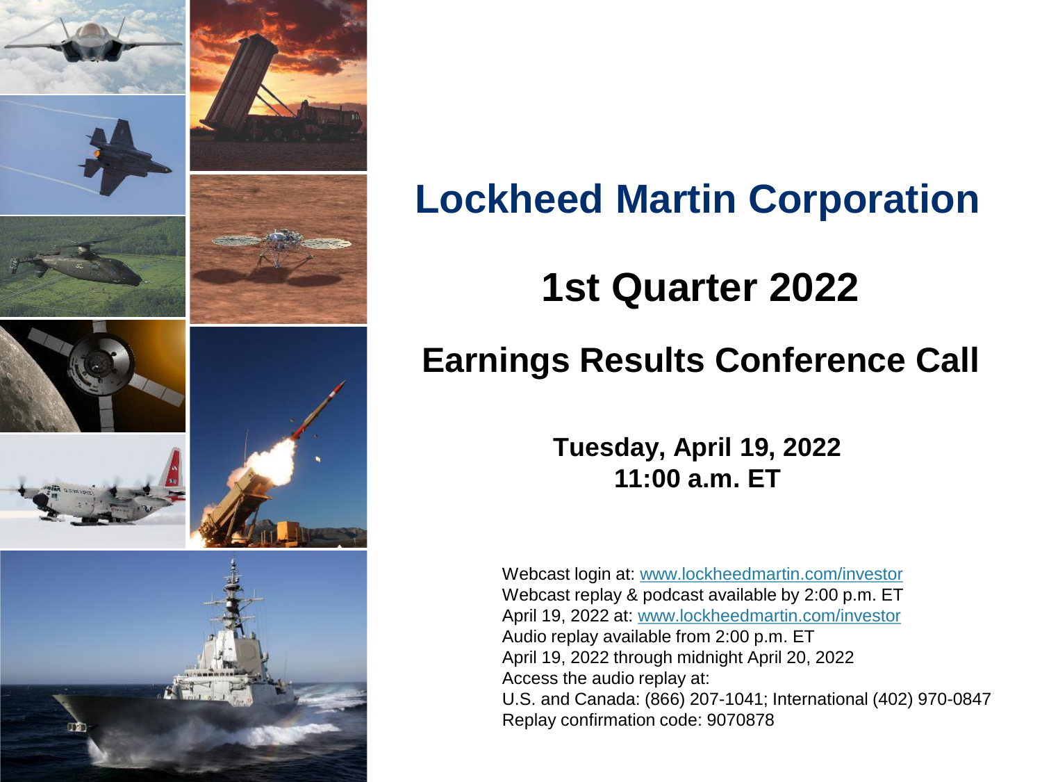# Lockheed Martin Corporation

## 1st Quarter 2022

## Earnings Results Conference Call

**Tuesday, April 19, 2022**
**11:00 a.m. ET**

Webcast login at: www.lockheedmartin.com/investor
Webcast replay & podcast available by 2:00 p.m. ET April 19, 2022 at: www.lockheedmartin.com/investor
Audio replay available from 2:00 p.m. ET April 19, 2022 through midnight April 20, 2022
Access the audio replay at:
U.S. and Canada: (866) 207-1041; International (402) 970-0847
Replay confirmation code: 9070878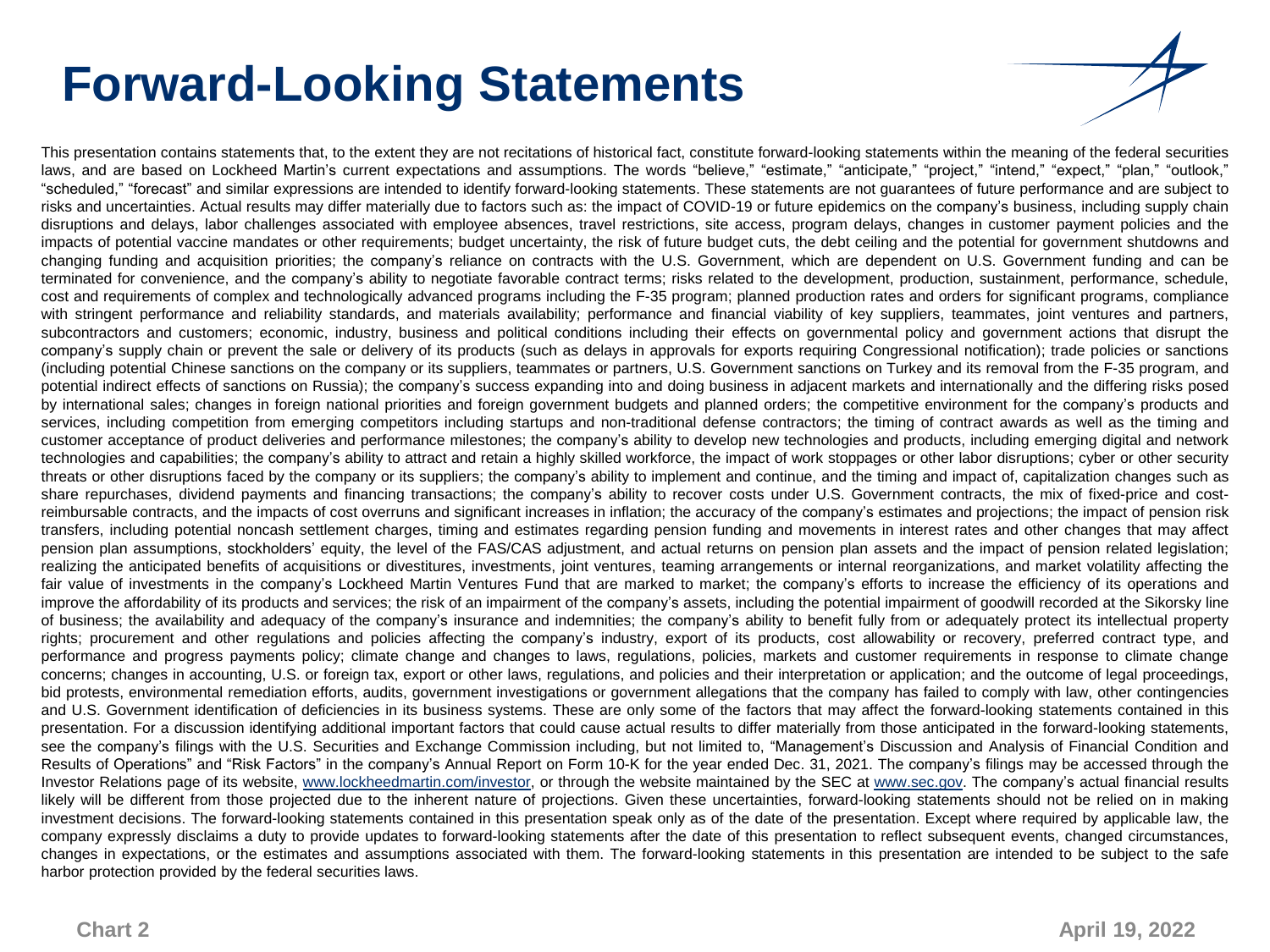# Forward-Looking Statements

This presentation contains statements that, to the extent they are not recitations of historical fact, constitute forward-looking statements within the meaning of the federal securities laws, and are based on Lockheed Martin's current expectations and assumptions. The words "believe," "estimate," "anticipate," "project," "intend," "expect," "plan," "outlook," "scheduled," "forecast" and similar expressions are intended to identify forward-looking statements. These statements are not guarantees of future performance and are subject to risks and uncertainties. Actual results may differ materially due to factors such as: the impact of COVID-19 or future epidemics on the company's business, including supply chain disruptions and delays, labor challenges associated with employee absences, travel restrictions, site access, program delays, changes in customer payment policies and the impacts of potential vaccine mandates or other requirements; budget uncertainty, the risk of future budget cuts, the debt ceiling and the potential for government shutdowns and changing funding and acquisition priorities; the company's reliance on contracts with the U.S. Government, which are dependent on U.S. Government funding and can be terminated for convenience, and the company's ability to negotiate favorable contract terms; risks related to the development, production, sustainment, performance, schedule, cost and requirements of complex and technologically advanced programs including the F-35 program; planned production rates and orders for significant programs, compliance with stringent performance and reliability standards, and materials availability; performance and financial viability of key suppliers, teammates, joint ventures and partners, subcontractors and customers; economic, industry, business and political conditions including their effects on governmental policy and government actions that disrupt the company's supply chain or prevent the sale or delivery of its products (such as delays in approvals for exports requiring Congressional notification); trade policies or sanctions (including potential Chinese sanctions on the company or its suppliers, teammates or partners, U.S. Government sanctions on Turkey and its removal from the F-35 program, and potential indirect effects of sanctions on Russia); the company's success expanding into and doing business in adjacent markets and internationally and the differing risks posed by international sales; changes in foreign national priorities and foreign government budgets and planned orders; the competitive environment for the company's products and services, including competition from emerging competitors including startups and non-traditional defense contractors; the timing of contract awards as well as the timing and customer acceptance of product deliveries and performance milestones; the company's ability to develop new technologies and products, including emerging digital and network technologies and capabilities; the company's ability to attract and retain a highly skilled workforce, the impact of work stoppages or other labor disruptions; cyber or other security threats or other disruptions faced by the company or its suppliers; the company's ability to implement and continue, and the timing and impact of, capitalization changes such as share repurchases, dividend payments and financing transactions; the company's ability to recover costs under U.S. Government contracts, the mix of fixed-price and cost-reimbursable contracts, and the impacts of cost overruns and significant increases in inflation; the accuracy of the company's estimates and projections; the impact of pension risk transfers, including potential noncash settlement charges, timing and estimates regarding pension funding and movements in interest rates and other changes that may affect pension plan assumptions, stockholders' equity, the level of the FAS/CAS adjustment, and actual returns on pension plan assets and the impact of pension related legislation; realizing the anticipated benefits of acquisitions or divestitures, investments, joint ventures, teaming arrangements or internal reorganizations, and market volatility affecting the fair value of investments in the company's Lockheed Martin Ventures Fund that are marked to market; the company's efforts to increase the efficiency of its operations and improve the affordability of its products and services; the risk of an impairment of the company's assets, including the potential impairment of goodwill recorded at the Sikorsky line of business; the availability and adequacy of the company's insurance and indemnities; the company's ability to benefit fully from or adequately protect its intellectual property rights; procurement and other regulations and policies affecting the company's industry, export of its products, cost allowability or recovery, preferred contract type, and performance and progress payments policy; climate change and changes to laws, regulations, policies, markets and customer requirements in response to climate change concerns; changes in accounting, U.S. or foreign tax, export or other laws, regulations, and policies and their interpretation or application; and the outcome of legal proceedings, bid protests, environmental remediation efforts, audits, government investigations or government allegations that the company has failed to comply with law, other contingencies and U.S. Government identification of deficiencies in its business systems. These are only some of the factors that may affect the forward-looking statements contained in this presentation. For a discussion identifying additional important factors that could cause actual results to differ materially from those anticipated in the forward-looking statements, see the company's filings with the U.S. Securities and Exchange Commission including, but not limited to, "Management's Discussion and Analysis of Financial Condition and Results of Operations" and "Risk Factors" in the company's Annual Report on Form 10-K for the year ended Dec. 31, 2021. The company's filings may be accessed through the Investor Relations page of its website, www.lockheedmartin.com/investor, or through the website maintained by the SEC at www.sec.gov. The company's actual financial results likely will be different from those projected due to the inherent nature of projections. Given these uncertainties, forward-looking statements should not be relied on in making investment decisions. The forward-looking statements contained in this presentation speak only as of the date of the presentation. Except where required by applicable law, the company expressly disclaims a duty to provide updates to forward-looking statements after the date of this presentation to reflect subsequent events, changed circumstances, changes in expectations, or the estimates and assumptions associated with them. The forward-looking statements in this presentation are intended to be subject to the safe harbor protection provided by the federal securities laws.

April 19, 2022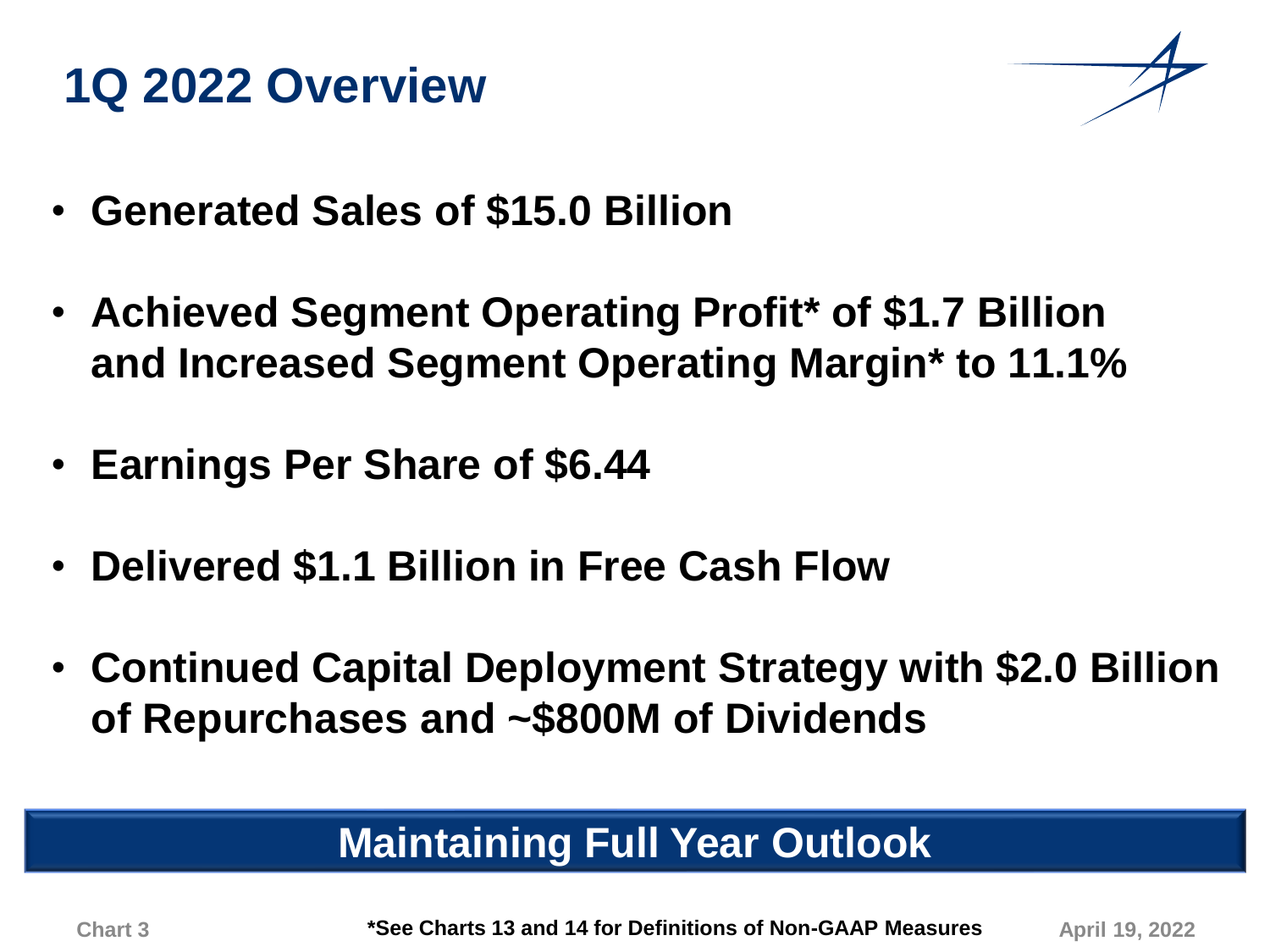# 1Q 2022 Overview

- **Generated Sales of $15.0 Billion**
- **Achieved Segment Operating Profit* of $1.7 Billion and Increased Segment Operating Margin* to 11.1%**
- **Earnings Per Share of $6.44**
- **Delivered $1.1 Billion in Free Cash Flow**
- **Continued Capital Deployment Strategy with $2.0 Billion of Repurchases and ~$800M of Dividends**

**Maintaining Full Year Outlook**

*See Charts 13 and 14 for Definitions of Non-GAAP Measures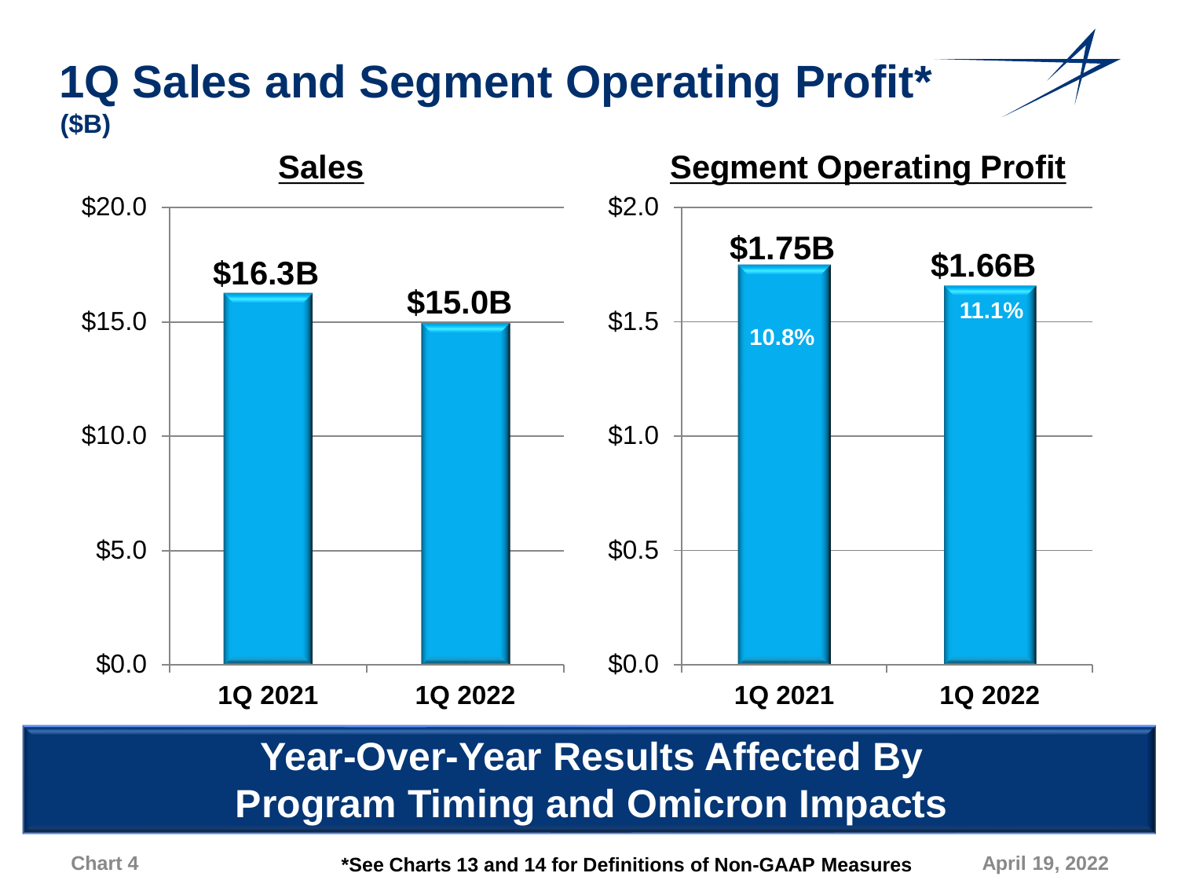# 1Q Sales and Segment Operating Profit*

**($B)**

## Sales

| | 1Q 2021 | 1Q 2022 |
|---|---|---|
| Sales | $16.3B | $15.0B |

## Segment Operating Profit

| | 1Q 2021 | 1Q 2022 |
|---|---|---|
| Segment Operating Profit | $1.75B | $1.66B |
| Margin | 10.8% | 11.1% |

**Year-Over-Year Results Affected By Program Timing and Omicron Impacts**

*See Charts 13 and 14 for Definitions of Non-GAAP Measures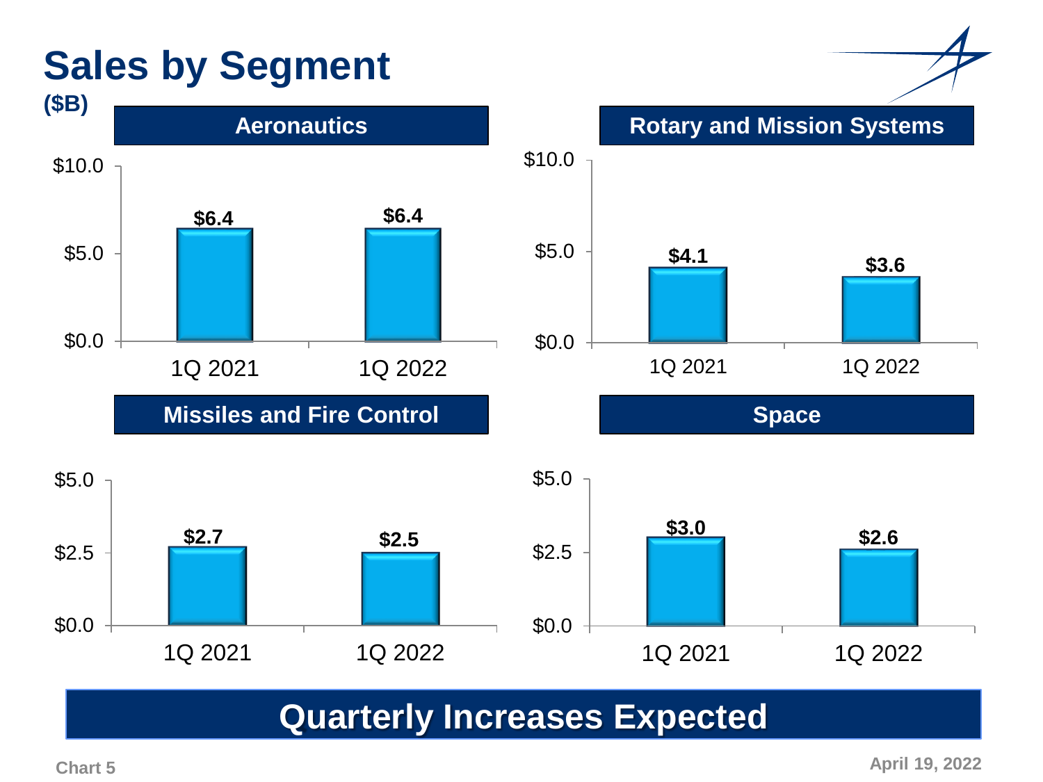# Sales by Segment

**($B)**

### Aeronautics

| | 1Q 2021 | 1Q 2022 |
|---|---|---|
| Sales | $6.4 | $6.4 |

### Rotary and Mission Systems

| | 1Q 2021 | 1Q 2022 |
|---|---|---|
| Sales | $4.1 | $3.6 |

### Missiles and Fire Control

| | 1Q 2021 | 1Q 2022 |
|---|---|---|
| Sales | $2.7 | $2.5 |

### Space

| | 1Q 2021 | 1Q 2022 |
|---|---|---|
| Sales | $3.0 | $2.6 |

**Quarterly Increases Expected**

Chart 5

April 19, 2022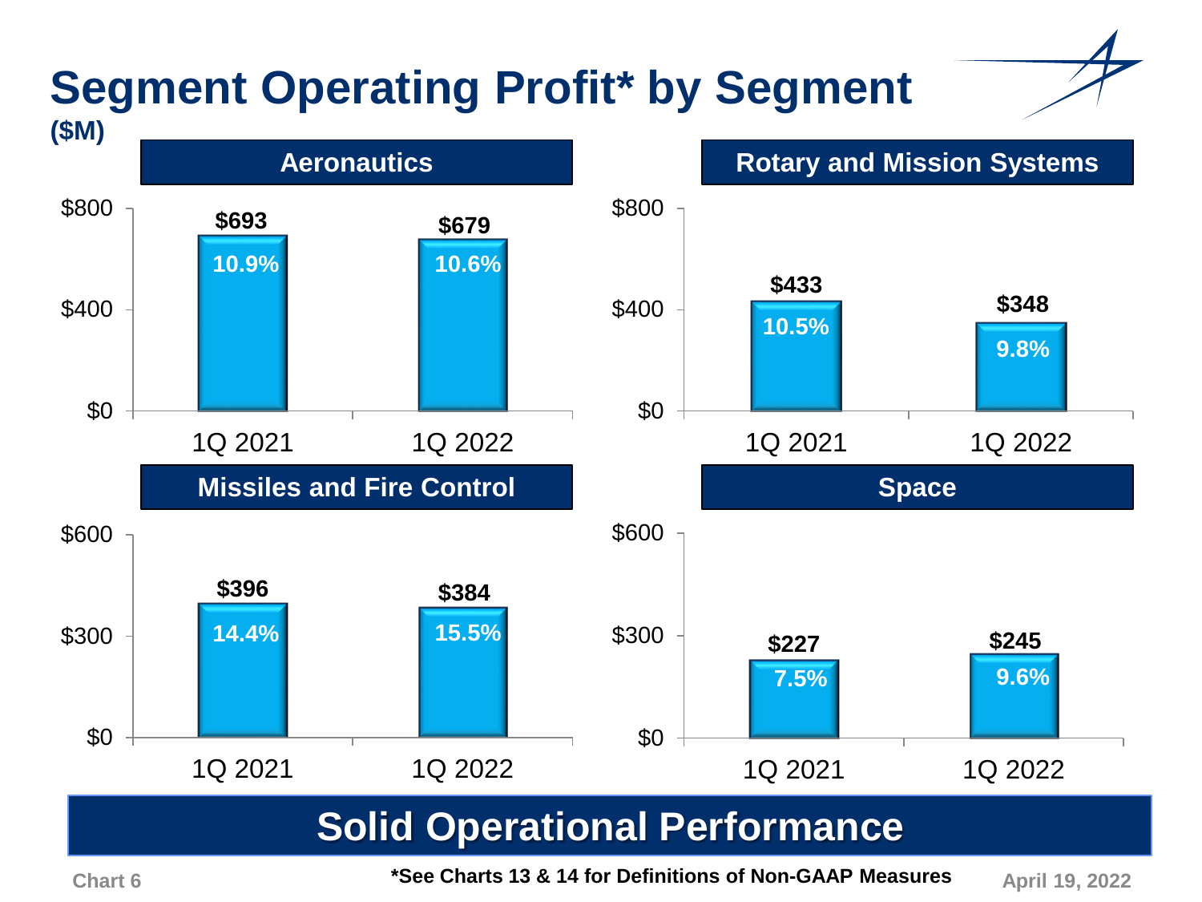# Segment Operating Profit* by Segment

**($M)**

## Aeronautics

| | 1Q 2021 | 1Q 2022 |
|---|---|---|
| Segment Operating Profit | $693 | $679 |
| Margin | 10.9% | 10.6% |

## Rotary and Mission Systems

| | 1Q 2021 | 1Q 2022 |
|---|---|---|
| Segment Operating Profit | $433 | $348 |
| Margin | 10.5% | 9.8% |

## Missiles and Fire Control

| | 1Q 2021 | 1Q 2022 |
|---|---|---|
| Segment Operating Profit | $396 | $384 |
| Margin | 14.4% | 15.5% |

## Space

| | 1Q 2021 | 1Q 2022 |
|---|---|---|
| Segment Operating Profit | $227 | $245 |
| Margin | 7.5% | 9.6% |

**Solid Operational Performance**

Chart 6

***See Charts 13 & 14 for Definitions of Non-GAAP Measures**

April 19, 2022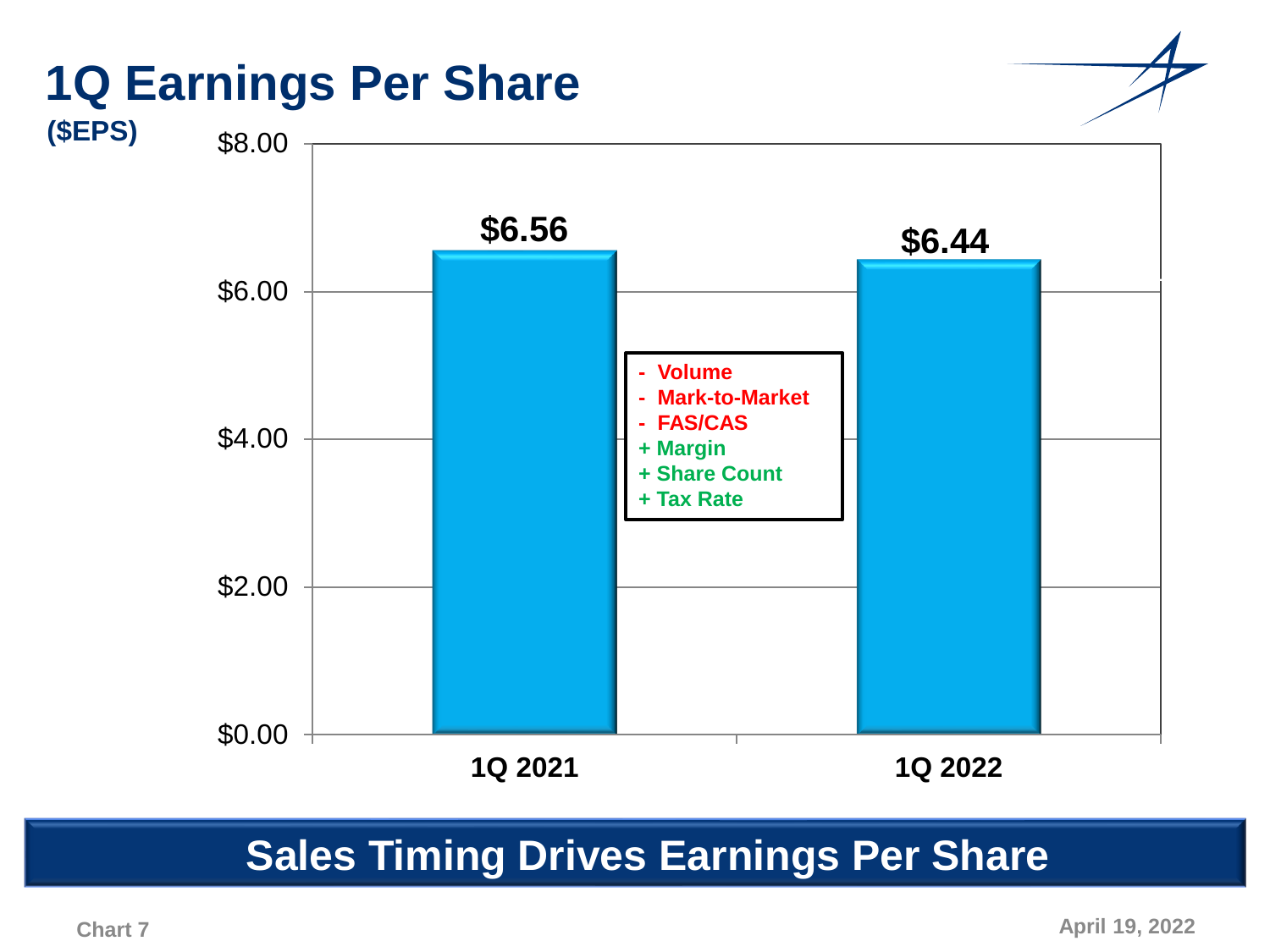# 1Q Earnings Per Share

**($EPS)**

| | 1Q 2021 | 1Q 2022 |
|---|---|---|
| EPS | $6.56 | $6.44 |

- Volume
- Mark-to-Market
- FAS/CAS
+ Margin
+ Share Count
+ Tax Rate

**Sales Timing Drives Earnings Per Share**

Chart 7

April 19, 2022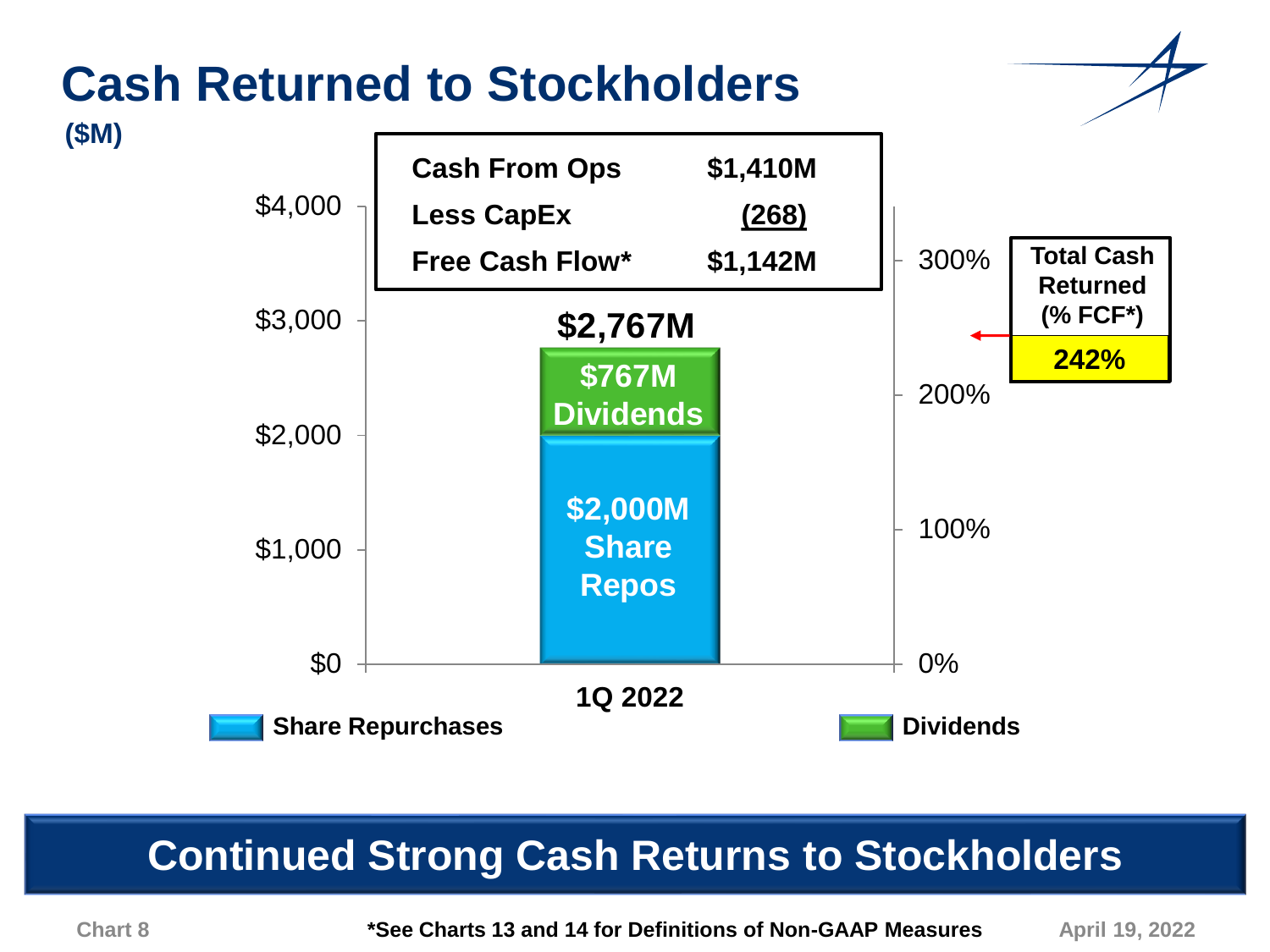# Cash Returned to Stockholders

**($M)**

| | |
|---|---|
| **Cash From Ops** | **$1,410M** |
| **Less CapEx** | **(268)** |
| **Free Cash Flow*** | **$1,142M** |

| 1Q 2022 | |
|---|---|
| Share Repurchases | $2,000M Share Repos |
| Dividends | $767M Dividends |
| **Total** | **$2,767M** |

**Total Cash Returned (% FCF*)**: **242%**

## Continued Strong Cash Returns to Stockholders

Chart 8

***See Charts 13 and 14 for Definitions of Non-GAAP Measures**

April 19, 2022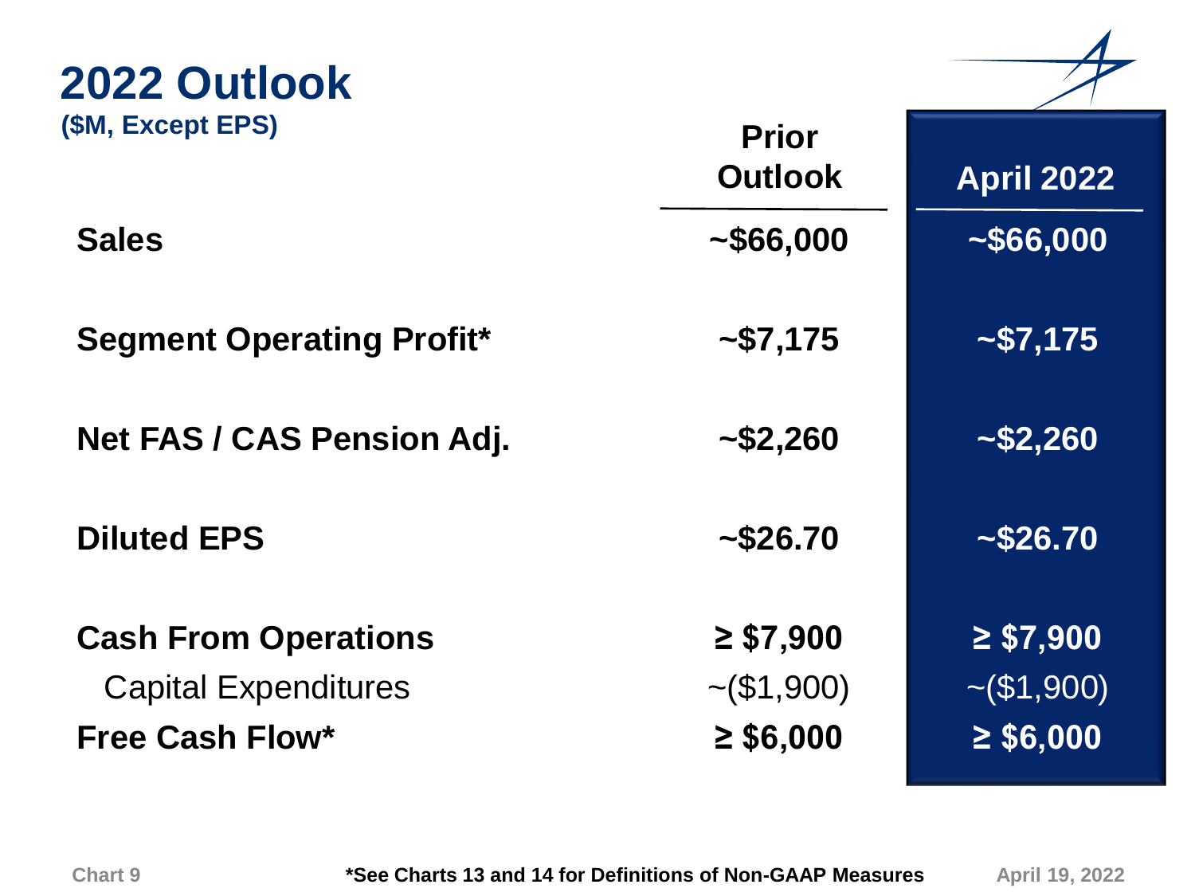# 2022 Outlook

**($M, Except EPS)**

| | Prior Outlook | April 2022 |
|---|---|---|
| **Sales** | **~$66,000** | **~$66,000** |
| **Segment Operating Profit*** | **~$7,175** | **~$7,175** |
| **Net FAS / CAS Pension Adj.** | **~$2,260** | **~$2,260** |
| **Diluted EPS** | **~$26.70** | **~$26.70** |
| **Cash From Operations** | **≥ $7,900** | **≥ $7,900** |
| Capital Expenditures | ~($1,900) | ~($1,900) |
| **Free Cash Flow*** | **≥ $6,000** | **≥ $6,000** |

**\*See Charts 13 and 14 for Definitions of Non-GAAP Measures**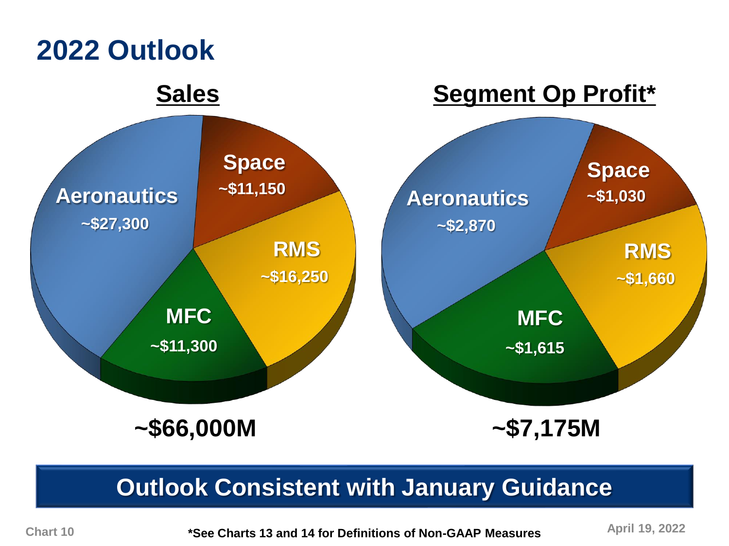# 2022 Outlook

## Sales

| Segment | Sales |
| --- | --- |
| Aeronautics | ~$27,300 |
| Space | ~$11,150 |
| RMS | ~$16,250 |
| MFC | ~$11,300 |

**~$66,000M**

## Segment Op Profit*

| Segment | Segment Op Profit* |
| --- | --- |
| Aeronautics | ~$2,870 |
| Space | ~$1,030 |
| RMS | ~$1,660 |
| MFC | ~$1,615 |

**~$7,175M**

**Outlook Consistent with January Guidance**

*See Charts 13 and 14 for Definitions of Non-GAAP Measures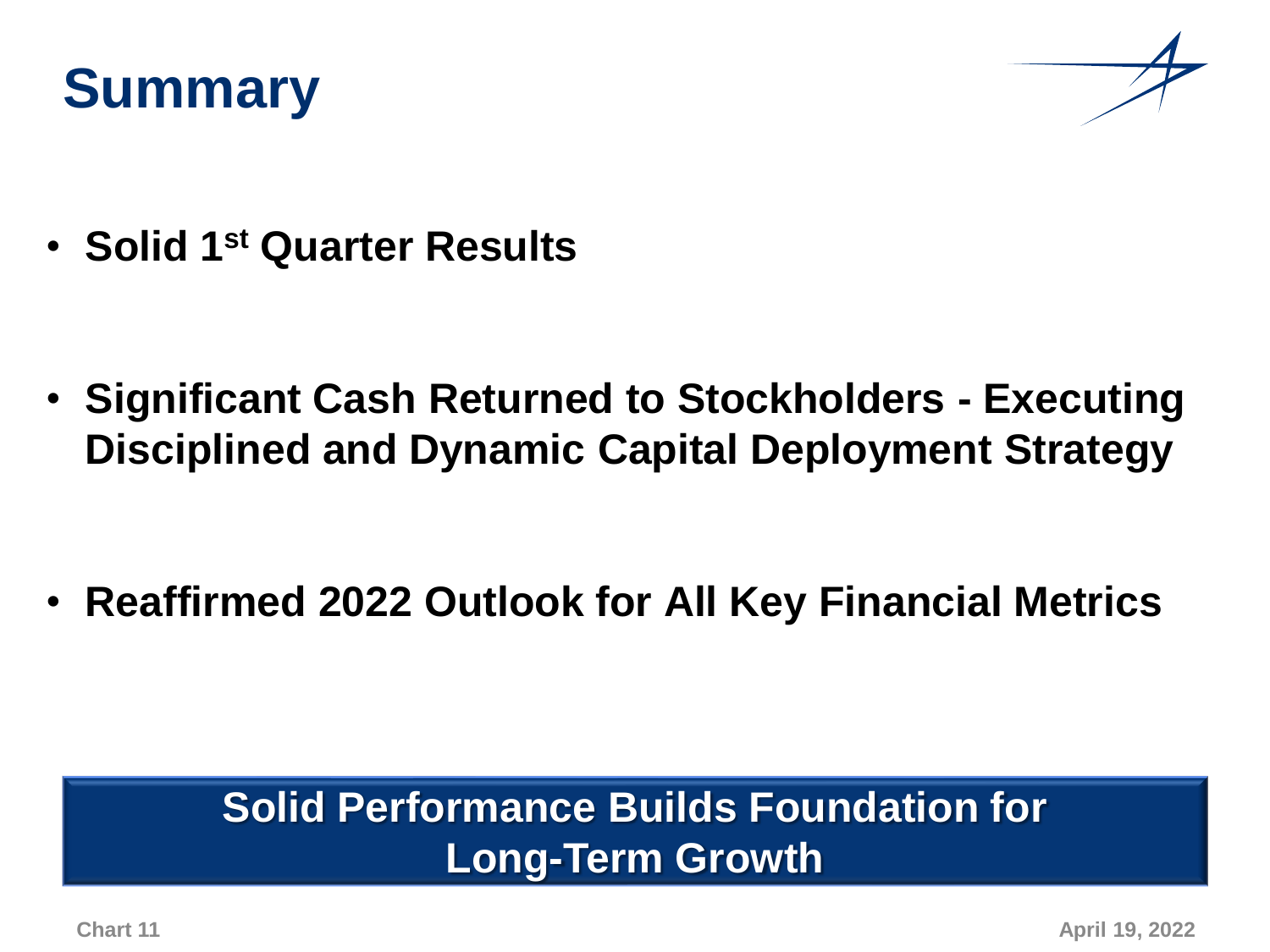# Summary

- **Solid 1st Quarter Results**
- **Significant Cash Returned to Stockholders - Executing Disciplined and Dynamic Capital Deployment Strategy**
- **Reaffirmed 2022 Outlook for All Key Financial Metrics**

**Solid Performance Builds Foundation for Long-Term Growth**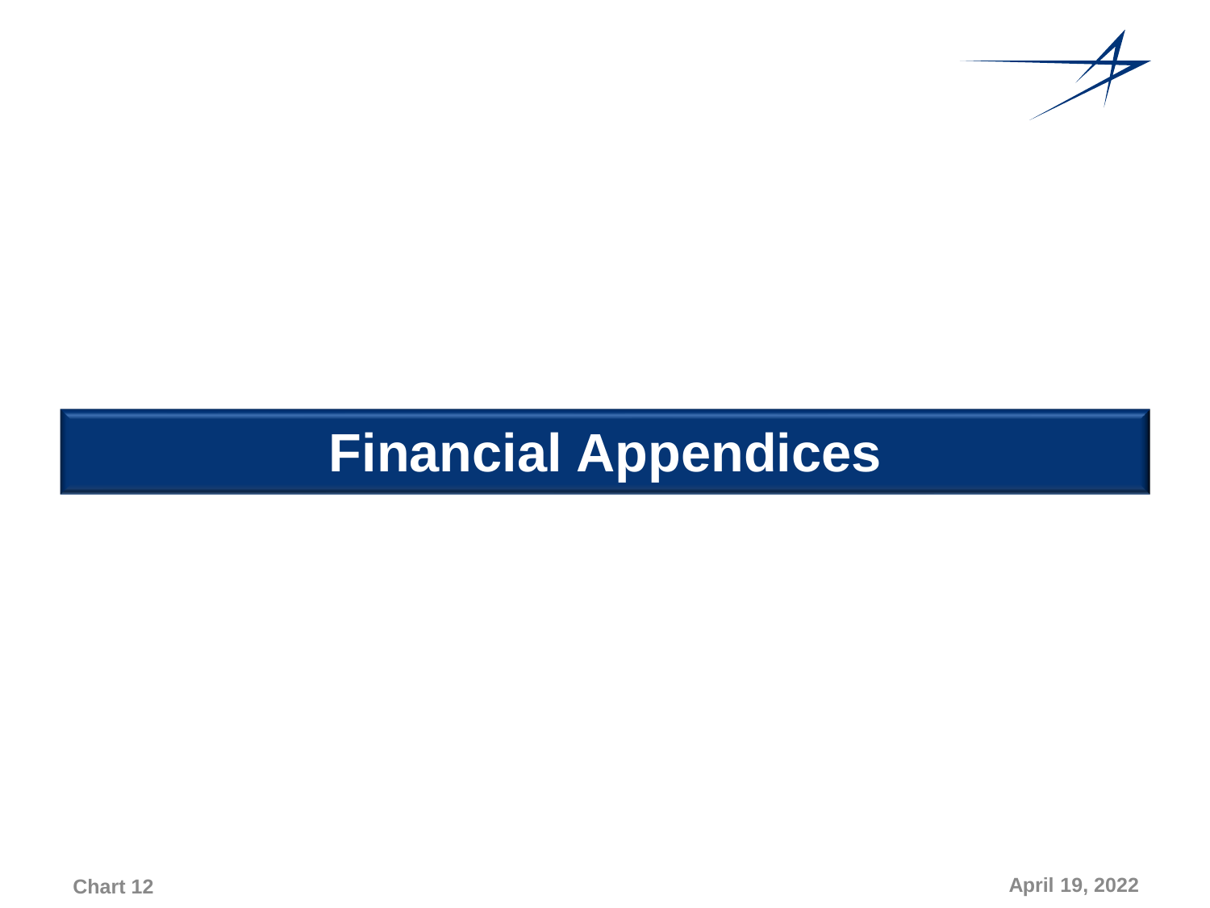# Financial Appendices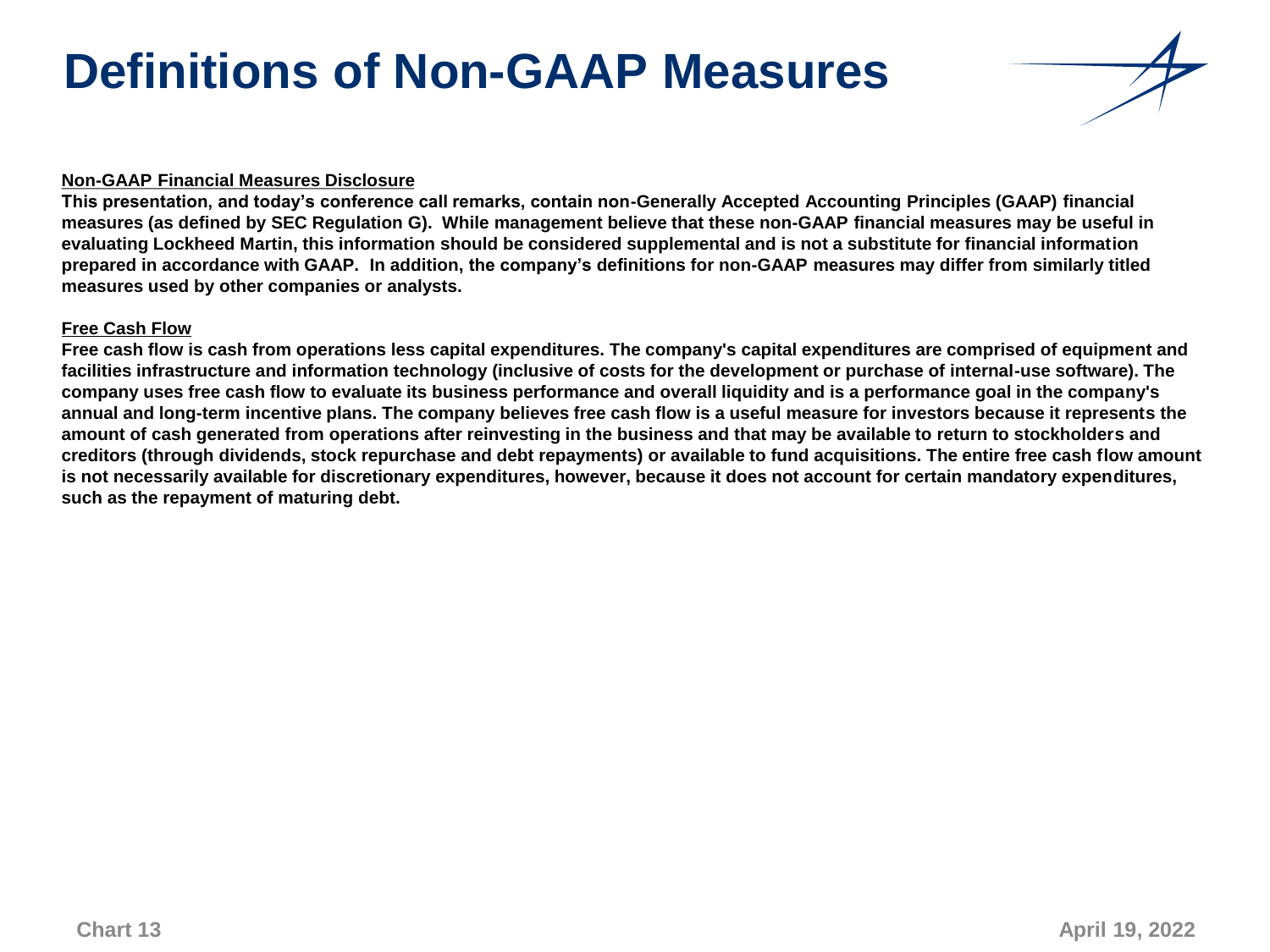# Definitions of Non-GAAP Measures

**Non-GAAP Financial Measures Disclosure**

**This presentation, and today's conference call remarks, contain non-Generally Accepted Accounting Principles (GAAP) financial measures (as defined by SEC Regulation G). While management believe that these non-GAAP financial measures may be useful in evaluating Lockheed Martin, this information should be considered supplemental and is not a substitute for financial information prepared in accordance with GAAP. In addition, the company's definitions for non-GAAP measures may differ from similarly titled measures used by other companies or analysts.**

**Free Cash Flow**

**Free cash flow is cash from operations less capital expenditures. The company's capital expenditures are comprised of equipment and facilities infrastructure and information technology (inclusive of costs for the development or purchase of internal-use software). The company uses free cash flow to evaluate its business performance and overall liquidity and is a performance goal in the company's annual and long-term incentive plans. The company believes free cash flow is a useful measure for investors because it represents the amount of cash generated from operations after reinvesting in the business and that may be available to return to stockholders and creditors (through dividends, stock repurchase and debt repayments) or available to fund acquisitions. The entire free cash flow amount is not necessarily available for discretionary expenditures, however, because it does not account for certain mandatory expenditures, such as the repayment of maturing debt.**

Chart 13

April 19, 2022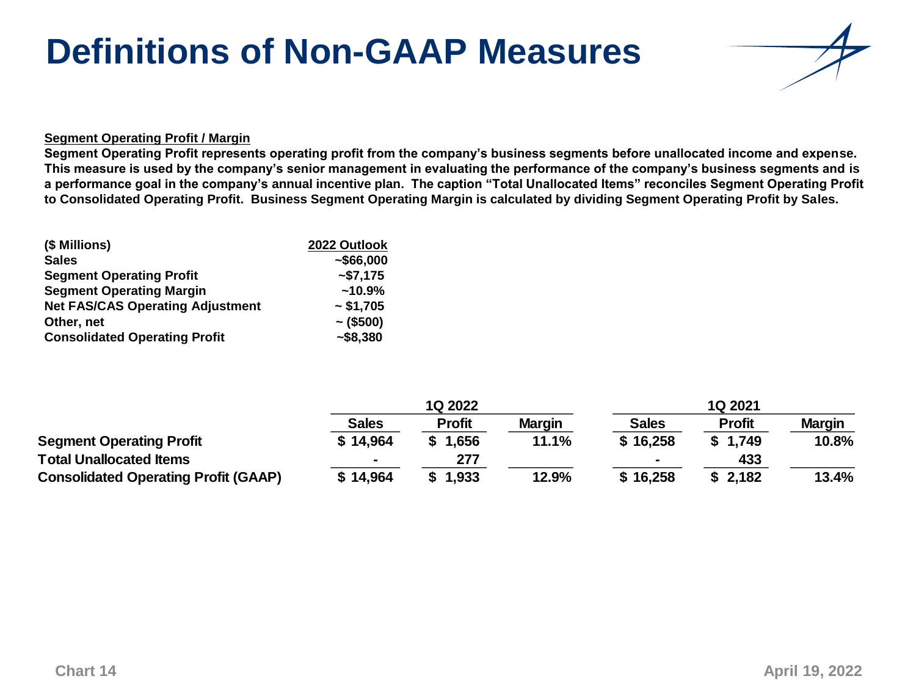# Definitions of Non-GAAP Measures

**Segment Operating Profit / Margin**

**Segment Operating Profit represents operating profit from the company's business segments before unallocated income and expense. This measure is used by the company's senior management in evaluating the performance of the company's business segments and is a performance goal in the company's annual incentive plan. The caption "Total Unallocated Items" reconciles Segment Operating Profit to Consolidated Operating Profit. Business Segment Operating Margin is calculated by dividing Segment Operating Profit by Sales.**

| ($ Millions) | 2022 Outlook |
|---|---|
| Sales | ~$66,000 |
| Segment Operating Profit | ~$7,175 |
| Segment Operating Margin | ~10.9% |
| Net FAS/CAS Operating Adjustment | ~ $1,705 |
| Other, net | ~ ($500) |
| Consolidated Operating Profit | ~$8,380 |

| | 1Q 2022 | | | 1Q 2021 | | |
|---|---|---|---|---|---|---|
| | Sales | Profit | Margin | Sales | Profit | Margin |
| Segment Operating Profit | $ 14,964 | $ 1,656 | 11.1% | $ 16,258 | $ 1,749 | 10.8% |
| Total Unallocated Items | - | 277 | | - | 433 | |
| Consolidated Operating Profit (GAAP) | $ 14,964 | $ 1,933 | 12.9% | $ 16,258 | $ 2,182 | 13.4% |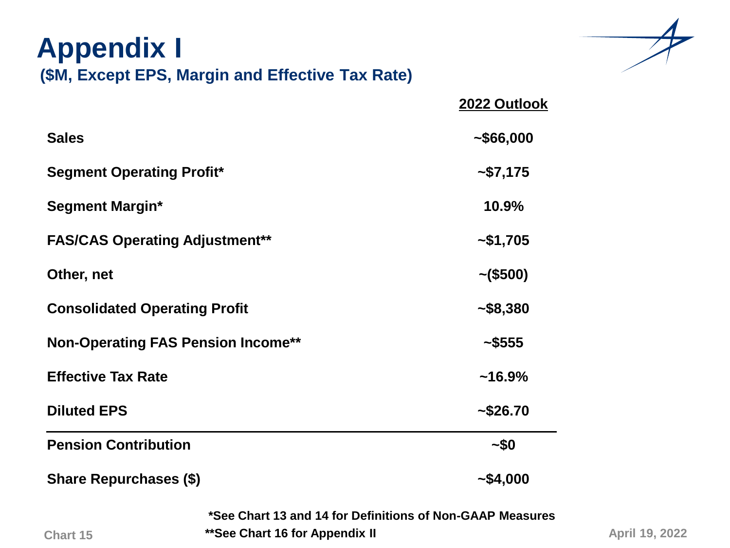# Appendix I

## ($M, Except EPS, Margin and Effective Tax Rate)

| | 2022 Outlook |
|---|---|
| **Sales** | ~$66,000 |
| **Segment Operating Profit*** | ~$7,175 |
| **Segment Margin*** | 10.9% |
| **FAS/CAS Operating Adjustment**** | ~$1,705 |
| **Other, net** | ~($500) |
| **Consolidated Operating Profit** | ~$8,380 |
| **Non-Operating FAS Pension Income**** | ~$555 |
| **Effective Tax Rate** | ~16.9% |
| **Diluted EPS** | ~$26.70 |
| **Pension Contribution** | ~$0 |
| **Share Repurchases ($)** | ~$4,000 |

**\*See Chart 13 and 14 for Definitions of Non-GAAP Measures**

**\*\*See Chart 16 for Appendix II**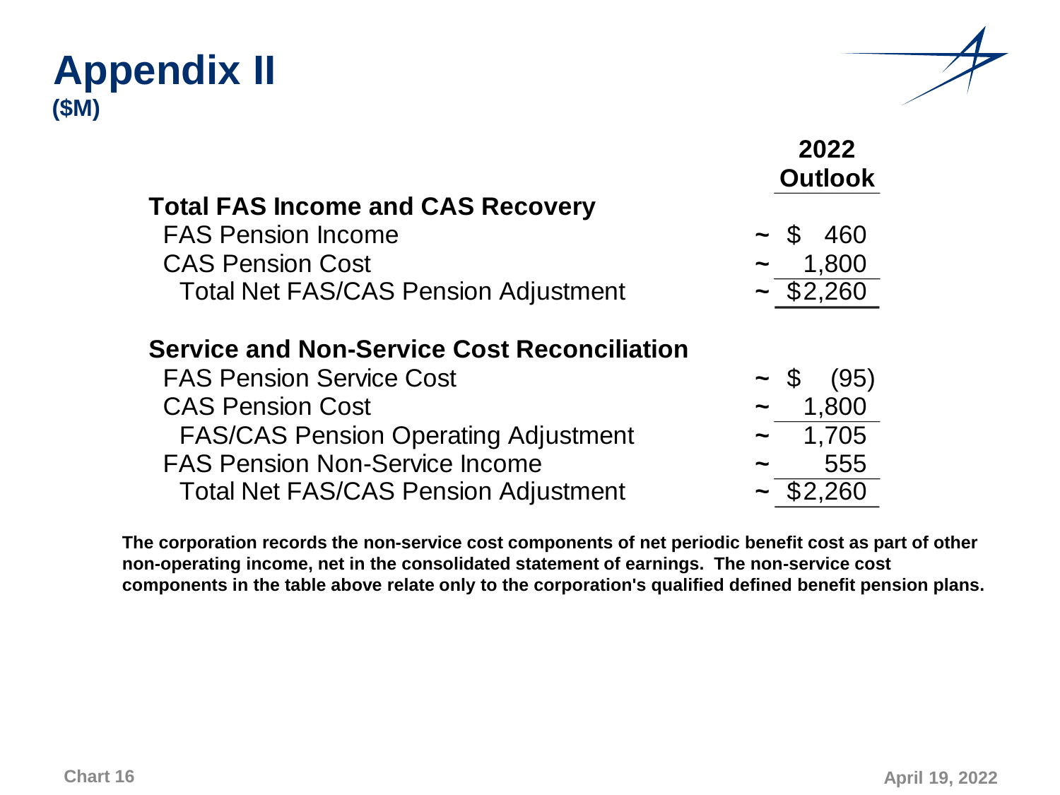# Appendix II
**($M)**

| | 2022 Outlook |
|---|---|
| **Total FAS Income and CAS Recovery** | |
| FAS Pension Income | ~ $ 460 |
| CAS Pension Cost | ~ 1,800 |
| Total Net FAS/CAS Pension Adjustment | ~ $2,260 |
| **Service and Non-Service Cost Reconciliation** | |
| FAS Pension Service Cost | ~ $ (95) |
| CAS Pension Cost | ~ 1,800 |
| FAS/CAS Pension Operating Adjustment | ~ 1,705 |
| FAS Pension Non-Service Income | ~ 555 |
| Total Net FAS/CAS Pension Adjustment | ~ $2,260 |

**The corporation records the non-service cost components of net periodic benefit cost as part of other non-operating income, net in the consolidated statement of earnings. The non-service cost components in the table above relate only to the corporation's qualified defined benefit pension plans.**

Chart 16

April 19, 2022